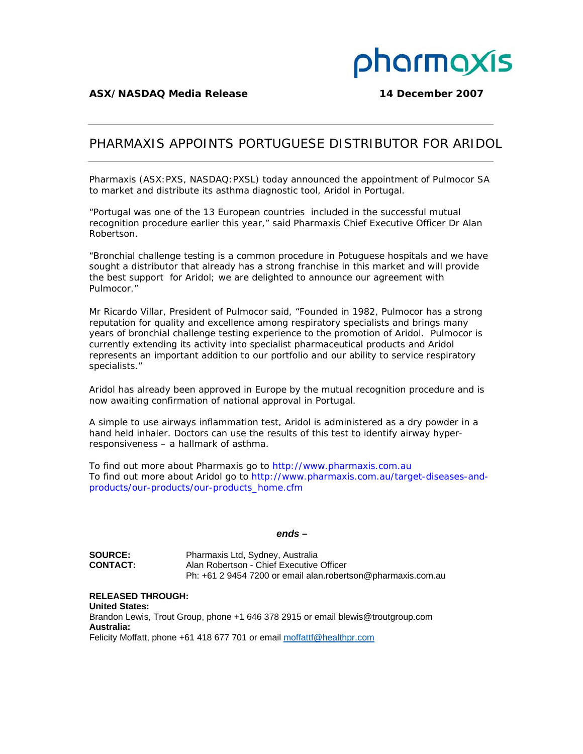**ASX/NASDAQ Media Release** **14 December 2007**

# PHARMAXIS APPOINTS PORTUGUESE DISTRIBUTOR FOR ARIDOL

Pharmaxis (ASX:PXS, NASDAQ:PXSL) today announced the appointment of Pulmocor SA to market and distribute its asthma diagnostic tool, Aridol in Portugal.

"Portugal was one of the 13 European countries included in the successful mutual recognition procedure earlier this year," said Pharmaxis Chief Executive Officer Dr Alan Robertson.

"Bronchial challenge testing is a common procedure in Potuguese hospitals and we have sought a distributor that already has a strong franchise in this market and will provide the best support for Aridol; we are delighted to announce our agreement with Pulmocor."

Mr Ricardo Villar, President of Pulmocor said, "Founded in 1982, Pulmocor has a strong reputation for quality and excellence among respiratory specialists and brings many years of bronchial challenge testing experience to the promotion of Aridol. Pulmocor is currently extending its activity into specialist pharmaceutical products and Aridol represents an important addition to our portfolio and our ability to service respiratory specialists."

Aridol has already been approved in Europe by the mutual recognition procedure and is now awaiting confirmation of national approval in Portugal.

A simple to use airways inflammation test, Aridol is administered as a dry powder in a hand held inhaler. Doctors can use the results of this test to identify airway hyper-responsiveness – a hallmark of asthma.

To find out more about Pharmaxis go to http://www.pharmaxis.com.au
To find out more about Aridol go to http://www.pharmaxis.com.au/target-diseases-and-products/our-products/our-products_home.cfm

***ends –***

**SOURCE:** Pharmaxis Ltd, Sydney, Australia
**CONTACT:** Alan Robertson - Chief Executive Officer
Ph: +61 2 9454 7200 or email alan.robertson@pharmaxis.com.au

**RELEASED THROUGH:**
**United States:**
Brandon Lewis, Trout Group, phone +1 646 378 2915 or email blewis@troutgroup.com
**Australia:**
Felicity Moffatt, phone +61 418 677 701 or email moffattf@healthpr.com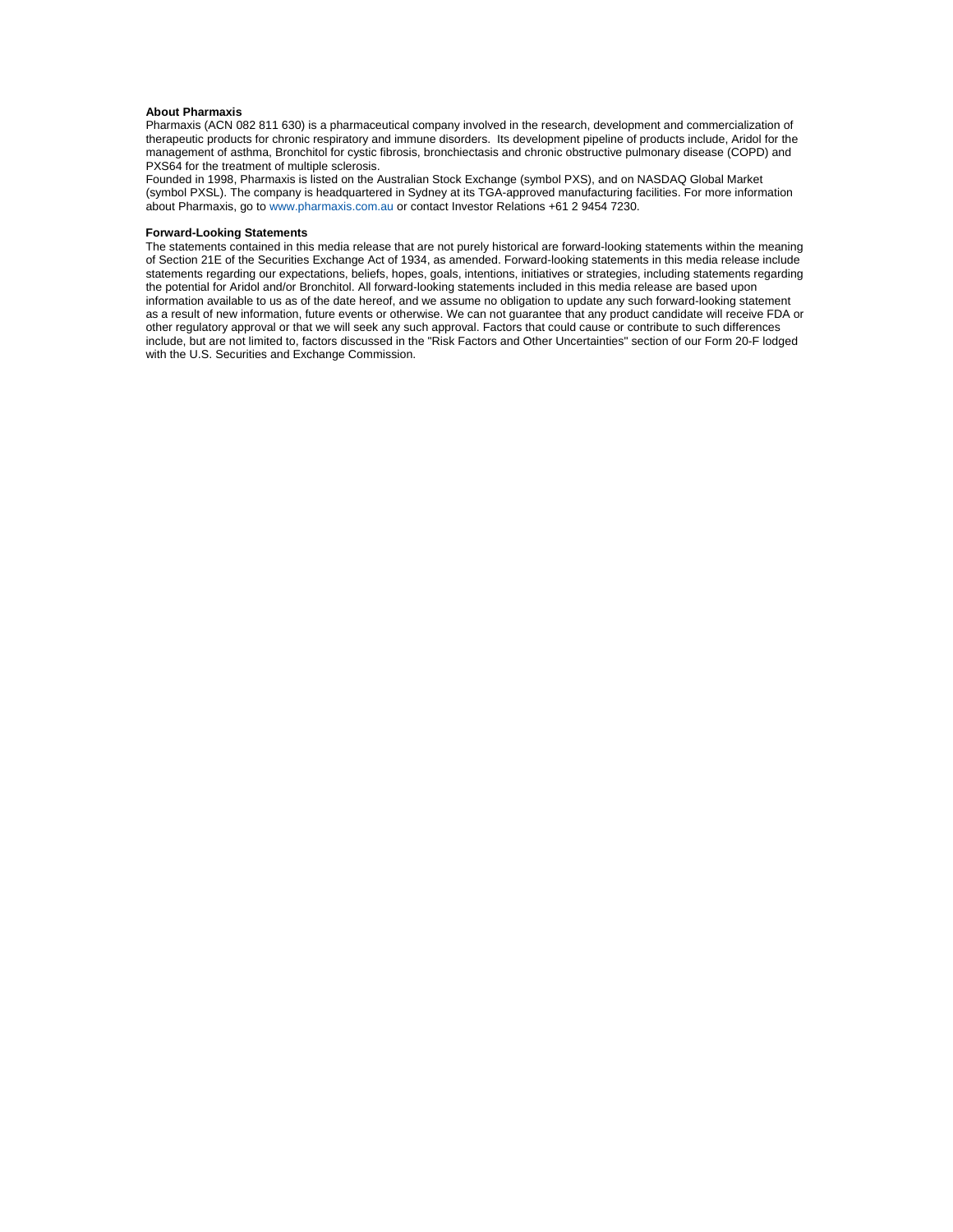**About Pharmaxis**

Pharmaxis (ACN 082 811 630) is a pharmaceutical company involved in the research, development and commercialization of therapeutic products for chronic respiratory and immune disorders. Its development pipeline of products include, Aridol for the management of asthma, Bronchitol for cystic fibrosis, bronchiectasis and chronic obstructive pulmonary disease (COPD) and PXS64 for the treatment of multiple sclerosis.

Founded in 1998, Pharmaxis is listed on the Australian Stock Exchange (symbol PXS), and on NASDAQ Global Market (symbol PXSL). The company is headquartered in Sydney at its TGA-approved manufacturing facilities. For more information about Pharmaxis, go to www.pharmaxis.com.au or contact Investor Relations +61 2 9454 7230.

**Forward-Looking Statements**

The statements contained in this media release that are not purely historical are forward-looking statements within the meaning of Section 21E of the Securities Exchange Act of 1934, as amended. Forward-looking statements in this media release include statements regarding our expectations, beliefs, hopes, goals, intentions, initiatives or strategies, including statements regarding the potential for Aridol and/or Bronchitol. All forward-looking statements included in this media release are based upon information available to us as of the date hereof, and we assume no obligation to update any such forward-looking statement as a result of new information, future events or otherwise. We can not guarantee that any product candidate will receive FDA or other regulatory approval or that we will seek any such approval. Factors that could cause or contribute to such differences include, but are not limited to, factors discussed in the "Risk Factors and Other Uncertainties" section of our Form 20-F lodged with the U.S. Securities and Exchange Commission.